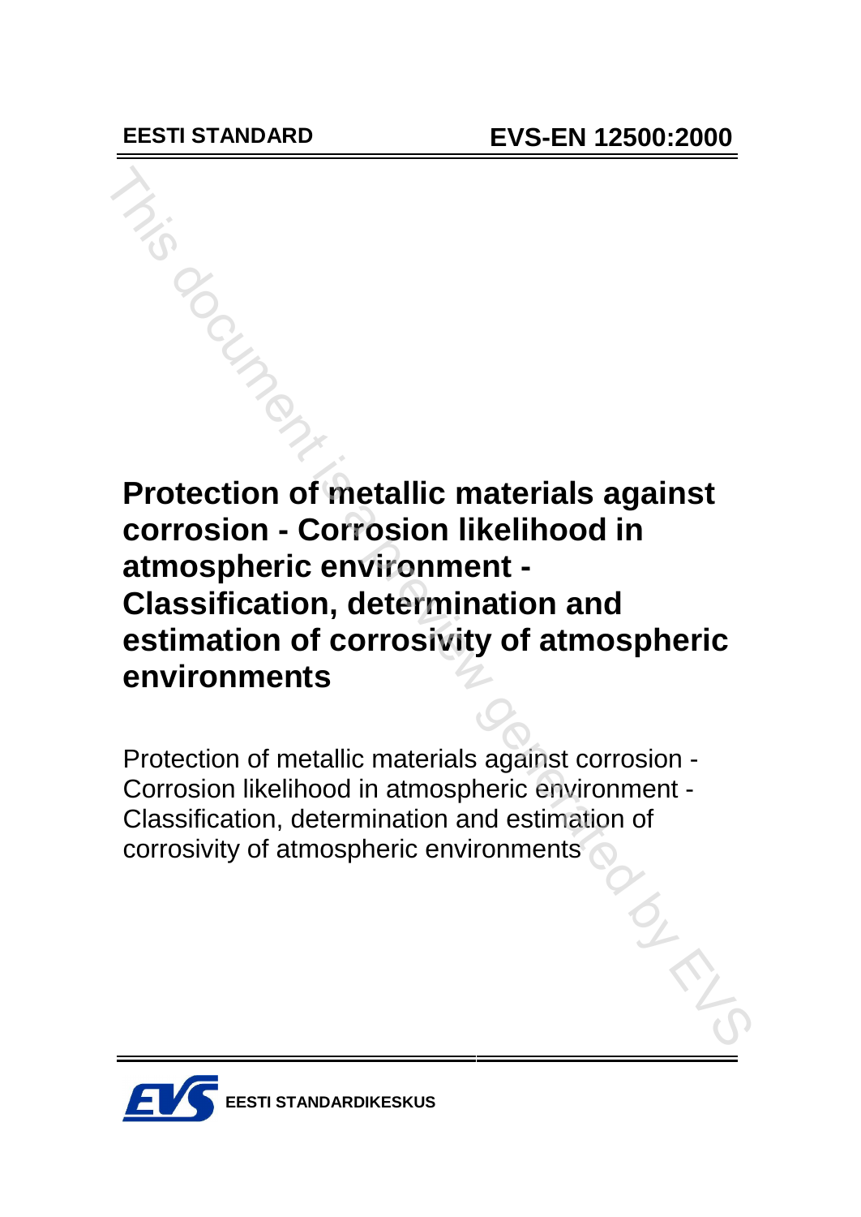**EESTI STANDARD** **EVS-EN 12500:2000**

# Protection of metallic materials against corrosion - Corrosion likelihood in atmospheric environment - Classification, determination and estimation of corrosivity of atmospheric environments

Protection of metallic materials against corrosion - Corrosion likelihood in atmospheric environment - Classification, determination and estimation of corrosivity of atmospheric environments

EESTI STANDARDIKESKUS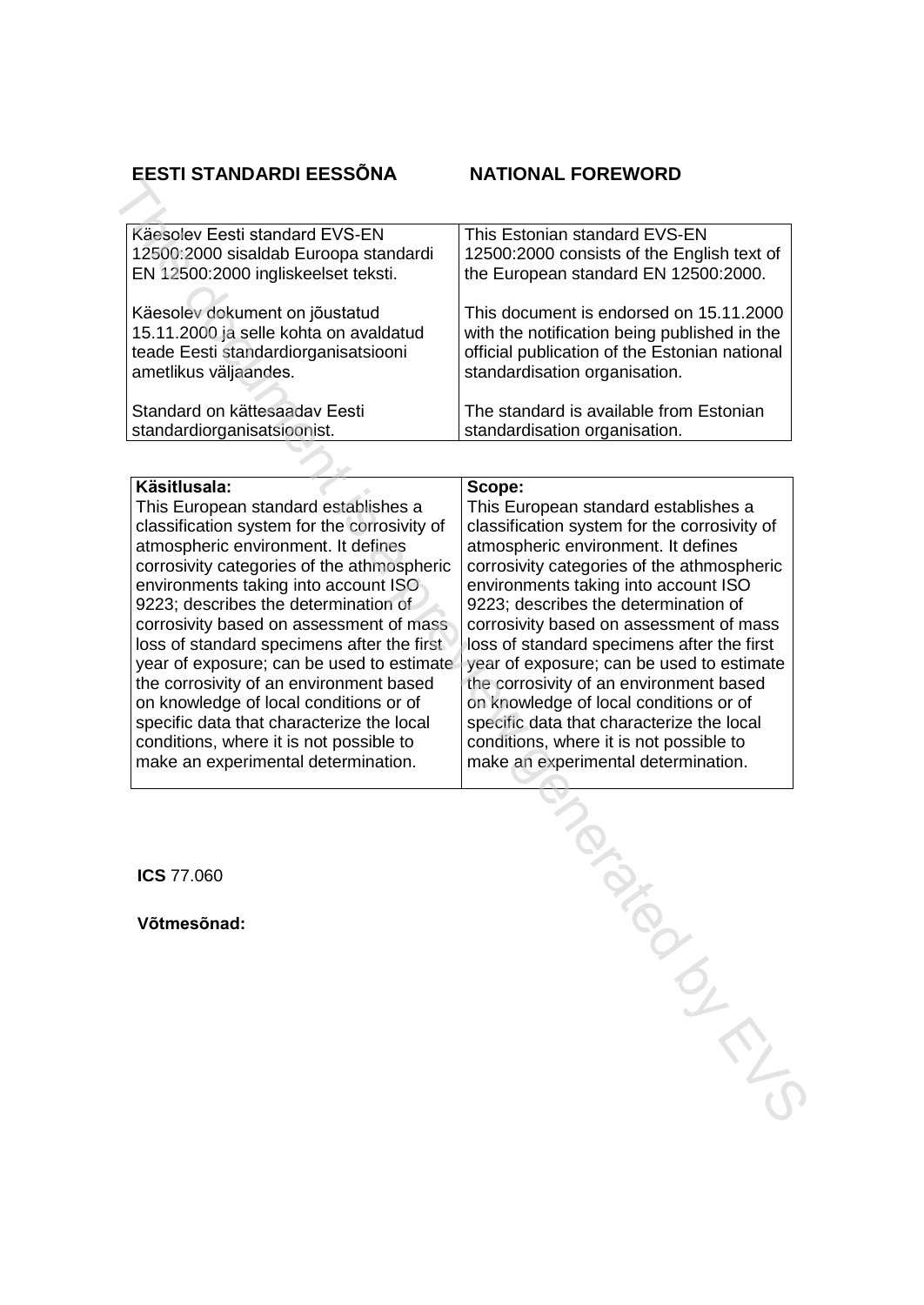| EESTI STANDARDI EESSÕNA | NATIONAL FOREWORD |
| --- | --- |
| Käesolev Eesti standard EVS-EN 12500:2000 sisaldab Euroopa standardi EN 12500:2000 ingliskeelset teksti. | This Estonian standard EVS-EN 12500:2000 consists of the English text of the European standard EN 12500:2000. |
| Käesolev dokument on jõustatud 15.11.2000 ja selle kohta on avaldatud teade Eesti standardiorganisatsiooni ametlikus väljaandes. | This document is endorsed on 15.11.2000 with the notification being published in the official publication of the Estonian national standardisation organisation. |
| Standard on kättesaadav Eesti standardiorganisatsioonist. | The standard is available from Estonian standardisation organisation. |

| Käsitlusala: | Scope: |
| --- | --- |
| This European standard establishes a classification system for the corrosivity of atmospheric environment. It defines corrosivity categories of the athmospheric environments taking into account ISO 9223; describes the determination of corrosivity based on assessment of mass loss of standard specimens after the first year of exposure; can be used to estimate the corrosivity of an environment based on knowledge of local conditions or of specific data that characterize the local conditions, where it is not possible to make an experimental determination. | This European standard establishes a classification system for the corrosivity of atmospheric environment. It defines corrosivity categories of the athmospheric environments taking into account ISO 9223; describes the determination of corrosivity based on assessment of mass loss of standard specimens after the first year of exposure; can be used to estimate the corrosivity of an environment based on knowledge of local conditions or of specific data that characterize the local conditions, where it is not possible to make an experimental determination. |

**ICS** 77.060

**Võtmesõnad:**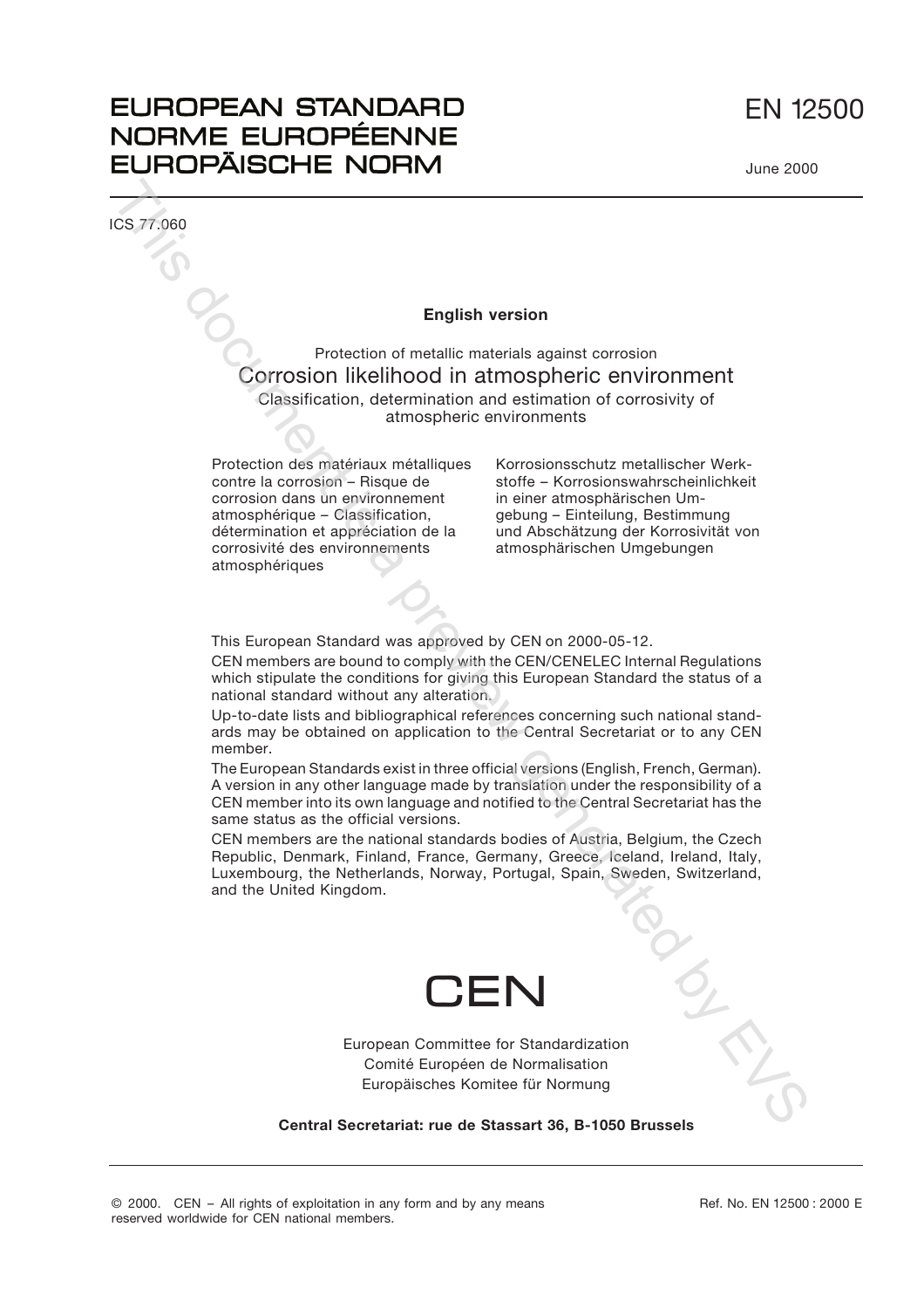# EUROPEAN STANDARD
# NORME EUROPÉENNE
# EUROPÄISCHE NORM

# EN 12500

June 2000

ICS 77.060

**English version**

Protection of metallic materials against corrosion

## Corrosion likelihood in atmospheric environment

Classification, determination and estimation of corrosivity of atmospheric environments

Protection des matériaux métalliques contre la corrosion – Risque de corrosion dans un environnement atmosphérique – Classification, détermination et appréciation de la corrosivité des environnements atmosphériques

Korrosionsschutz metallischer Werkstoffe – Korrosionswahrscheinlichkeit in einer atmosphärischen Umgebung – Einteilung, Bestimmung und Abschätzung der Korrosivität von atmosphärischen Umgebungen

This European Standard was approved by CEN on 2000-05-12.

CEN members are bound to comply with the CEN/CENELEC Internal Regulations which stipulate the conditions for giving this European Standard the status of a national standard without any alteration.

Up-to-date lists and bibliographical references concerning such national standards may be obtained on application to the Central Secretariat or to any CEN member.

The European Standards exist in three official versions (English, French, German). A version in any other language made by translation under the responsibility of a CEN member into its own language and notified to the Central Secretariat has the same status as the official versions.

CEN members are the national standards bodies of Austria, Belgium, the Czech Republic, Denmark, Finland, France, Germany, Greece, Iceland, Ireland, Italy, Luxembourg, the Netherlands, Norway, Portugal, Spain, Sweden, Switzerland, and the United Kingdom.

CEN

European Committee for Standardization
Comité Européen de Normalisation
Europäisches Komitee für Normung

**Central Secretariat: rue de Stassart 36, B-1050 Brussels**

© 2000. CEN – All rights of exploitation in any form and by any means reserved worldwide for CEN national members.

Ref. No. EN 12500 : 2000 E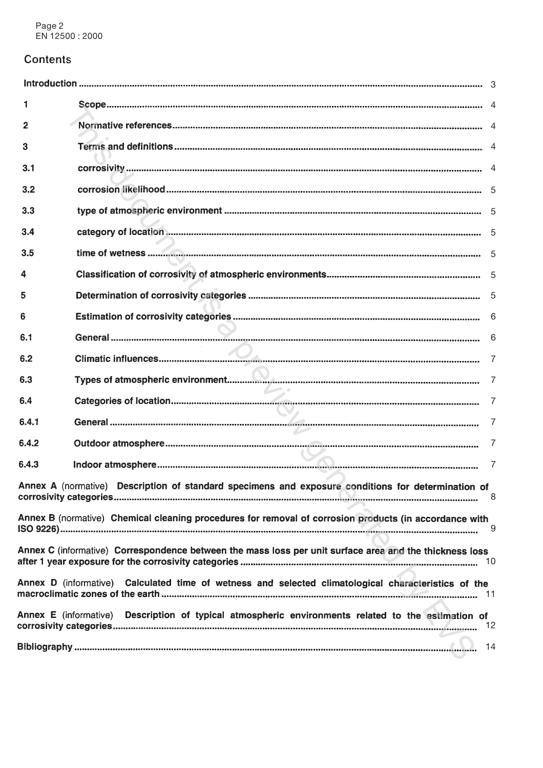## Contents

Introduction ............................................................ 3

1 Scope ............................................................ 4

2 Normative references ............................................................ 4

3 Terms and definitions ............................................................ 4

3.1 corrosivity ............................................................ 4

3.2 corrosion likelihood ............................................................ 5

3.3 type of atmospheric environment ............................................................ 5

3.4 category of location ............................................................ 5

3.5 time of wetness ............................................................ 5

4 Classification of corrosivity of atmospheric environments ............................................................ 5

5 Determination of corrosivity categories ............................................................ 5

6 Estimation of corrosivity categories ............................................................ 6

6.1 General ............................................................ 6

6.2 Climatic influences ............................................................ 7

6.3 Types of atmospheric environment ............................................................ 7

6.4 Categories of location ............................................................ 7

6.4.1 General ............................................................ 7

6.4.2 Outdoor atmosphere ............................................................ 7

6.4.3 Indoor atmosphere ............................................................ 7

Annex A (normative) Description of standard specimens and exposure conditions for determination of corrosivity categories ............................................................ 8

Annex B (normative) Chemical cleaning procedures for removal of corrosion products (in accordance with ISO 9226) ............................................................ 9

Annex C (informative) Correspondence between the mass loss per unit surface area and the thickness loss after 1 year exposure for the corrosivity categories ............................................................ 10

Annex D (informative) Calculated time of wetness and selected climatological characteristics of the macroclimatic zones of the earth ............................................................ 11

Annex E (informative) Description of typical atmospheric environments related to the estimation of corrosivity categories ............................................................ 12

Bibliography ............................................................ 14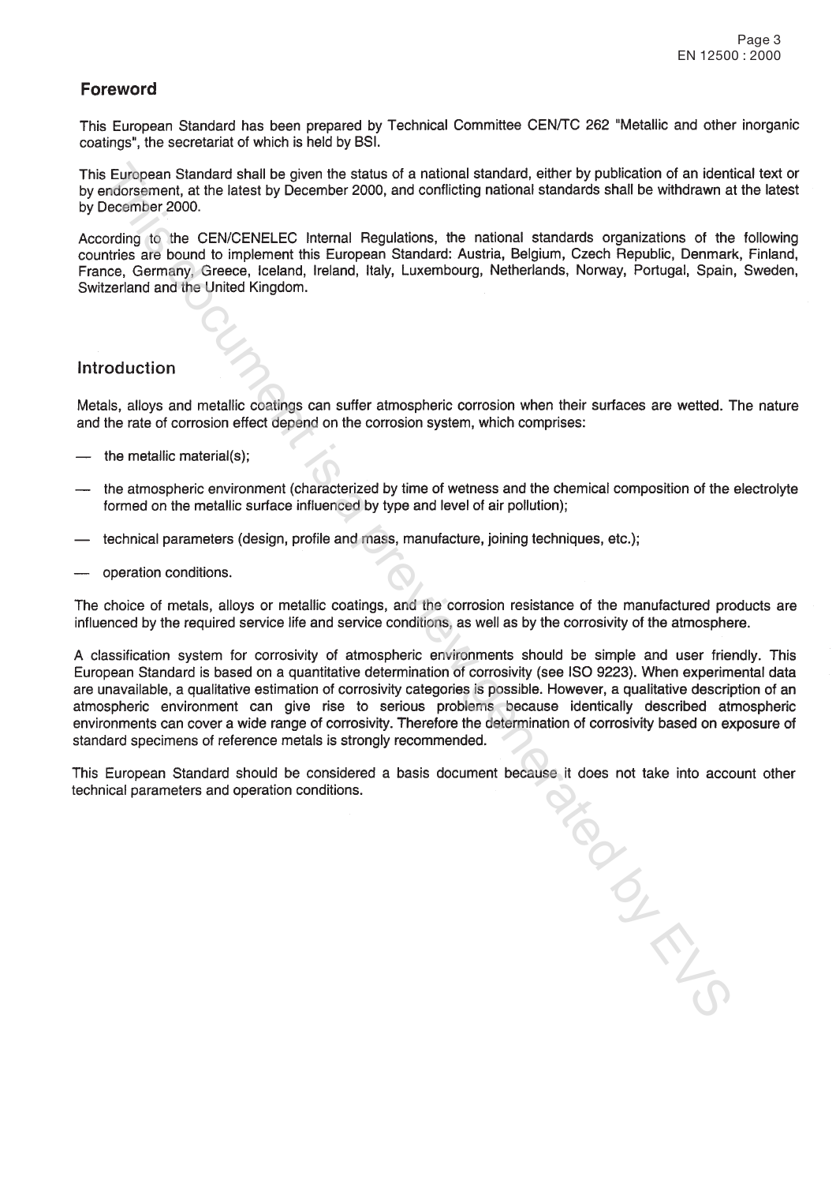## Foreword

This European Standard has been prepared by Technical Committee CEN/TC 262 "Metallic and other inorganic coatings", the secretariat of which is held by BSI.

This European Standard shall be given the status of a national standard, either by publication of an identical text or by endorsement, at the latest by December 2000, and conflicting national standards shall be withdrawn at the latest by December 2000.

According to the CEN/CENELEC Internal Regulations, the national standards organizations of the following countries are bound to implement this European Standard: Austria, Belgium, Czech Republic, Denmark, Finland, France, Germany, Greece, Iceland, Ireland, Italy, Luxembourg, Netherlands, Norway, Portugal, Spain, Sweden, Switzerland and the United Kingdom.

## Introduction

Metals, alloys and metallic coatings can suffer atmospheric corrosion when their surfaces are wetted. The nature and the rate of corrosion effect depend on the corrosion system, which comprises:

- the metallic material(s);
- the atmospheric environment (characterized by time of wetness and the chemical composition of the electrolyte formed on the metallic surface influenced by type and level of air pollution);
- technical parameters (design, profile and mass, manufacture, joining techniques, etc.);
- operation conditions.

The choice of metals, alloys or metallic coatings, and the corrosion resistance of the manufactured products are influenced by the required service life and service conditions, as well as by the corrosivity of the atmosphere.

A classification system for corrosivity of atmospheric environments should be simple and user friendly. This European Standard is based on a quantitative determination of corrosivity (see ISO 9223). When experimental data are unavailable, a qualitative estimation of corrosivity categories is possible. However, a qualitative description of an atmospheric environment can give rise to serious problems because identically described atmospheric environments can cover a wide range of corrosivity. Therefore the determination of corrosivity based on exposure of standard specimens of reference metals is strongly recommended.

This European Standard should be considered a basis document because it does not take into account other technical parameters and operation conditions.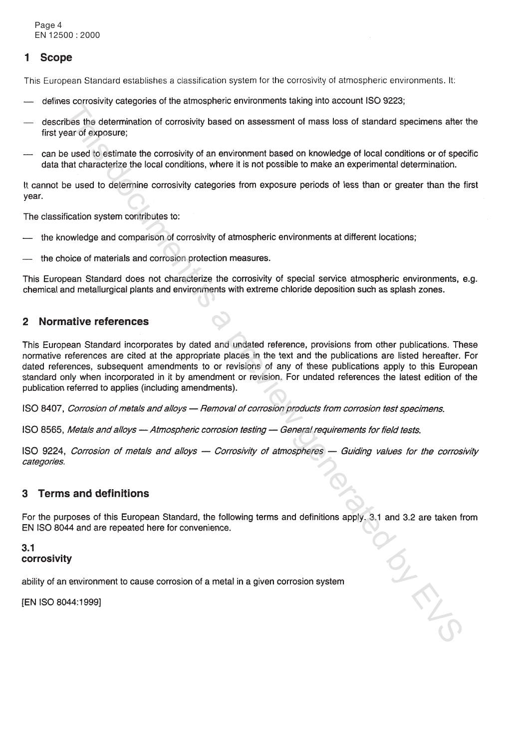## 1 Scope

This European Standard establishes a classification system for the corrosivity of atmospheric environments. It:

- defines corrosivity categories of the atmospheric environments taking into account ISO 9223;
- describes the determination of corrosivity based on assessment of mass loss of standard specimens after the first year of exposure;
- can be used to estimate the corrosivity of an environment based on knowledge of local conditions or of specific data that characterize the local conditions, where it is not possible to make an experimental determination.

It cannot be used to determine corrosivity categories from exposure periods of less than or greater than the first year.

The classification system contributes to:

- the knowledge and comparison of corrosivity of atmospheric environments at different locations;
- the choice of materials and corrosion protection measures.

This European Standard does not characterize the corrosivity of special service atmospheric environments, e.g. chemical and metallurgical plants and environments with extreme chloride deposition such as splash zones.

## 2 Normative references

This European Standard incorporates by dated and undated reference, provisions from other publications. These normative references are cited at the appropriate places in the text and the publications are listed hereafter. For dated references, subsequent amendments to or revisions of any of these publications apply to this European standard only when incorporated in it by amendment or revision. For undated references the latest edition of the publication referred to applies (including amendments).

ISO 8407, *Corrosion of metals and alloys — Removal of corrosion products from corrosion test specimens.*

ISO 8565, *Metals and alloys — Atmospheric corrosion testing — General requirements for field tests.*

ISO 9224, *Corrosion of metals and alloys — Corrosivity of atmospheres — Guiding values for the corrosivity categories.*

## 3 Terms and definitions

For the purposes of this European Standard, the following terms and definitions apply. 3.1 and 3.2 are taken from EN ISO 8044 and are repeated here for convenience.

**3.1**
**corrosivity**

ability of an environment to cause corrosion of a metal in a given corrosion system

[EN ISO 8044:1999]